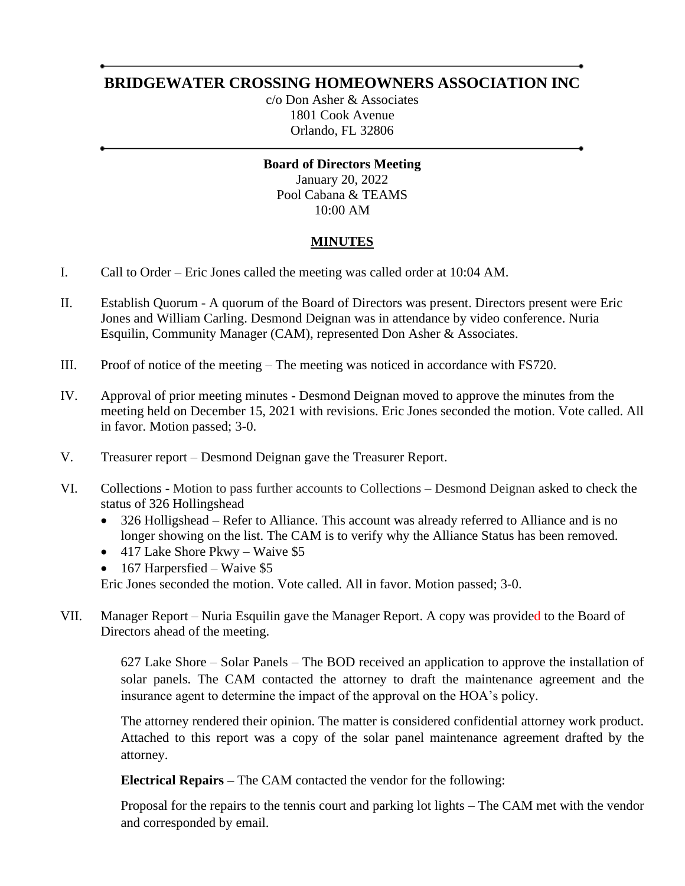# BRIDGEWATER CROSSING HOMEOWNERS ASSOCIATION INC

c/o Don Asher & Associates
1801 Cook Avenue
Orlando, FL 32806

**Board of Directors Meeting**
January 20, 2022
Pool Cabana & TEAMS
10:00 AM

## MINUTES

I. Call to Order – Eric Jones called the meeting was called order at 10:04 AM.

II. Establish Quorum - A quorum of the Board of Directors was present. Directors present were Eric Jones and William Carling. Desmond Deignan was in attendance by video conference. Nuria Esquilin, Community Manager (CAM), represented Don Asher & Associates.

III. Proof of notice of the meeting – The meeting was noticed in accordance with FS720.

IV. Approval of prior meeting minutes - Desmond Deignan moved to approve the minutes from the meeting held on December 15, 2021 with revisions. Eric Jones seconded the motion. Vote called. All in favor. Motion passed; 3-0.

V. Treasurer report – Desmond Deignan gave the Treasurer Report.

VI. Collections - Motion to pass further accounts to Collections – Desmond Deignan asked to check the status of 326 Hollingshead
   - 326 Holligshead – Refer to Alliance. This account was already referred to Alliance and is no longer showing on the list. The CAM is to verify why the Alliance Status has been removed.
   - 417 Lake Shore Pkwy – Waive $5
   - 167 Harpersfied – Waive $5

   Eric Jones seconded the motion. Vote called. All in favor. Motion passed; 3-0.

VII. Manager Report – Nuria Esquilin gave the Manager Report. A copy was provided to the Board of Directors ahead of the meeting.

   627 Lake Shore – Solar Panels – The BOD received an application to approve the installation of solar panels. The CAM contacted the attorney to draft the maintenance agreement and the insurance agent to determine the impact of the approval on the HOA's policy.

   The attorney rendered their opinion. The matter is considered confidential attorney work product. Attached to this report was a copy of the solar panel maintenance agreement drafted by the attorney.

   **Electrical Repairs –** The CAM contacted the vendor for the following:

   Proposal for the repairs to the tennis court and parking lot lights – The CAM met with the vendor and corresponded by email.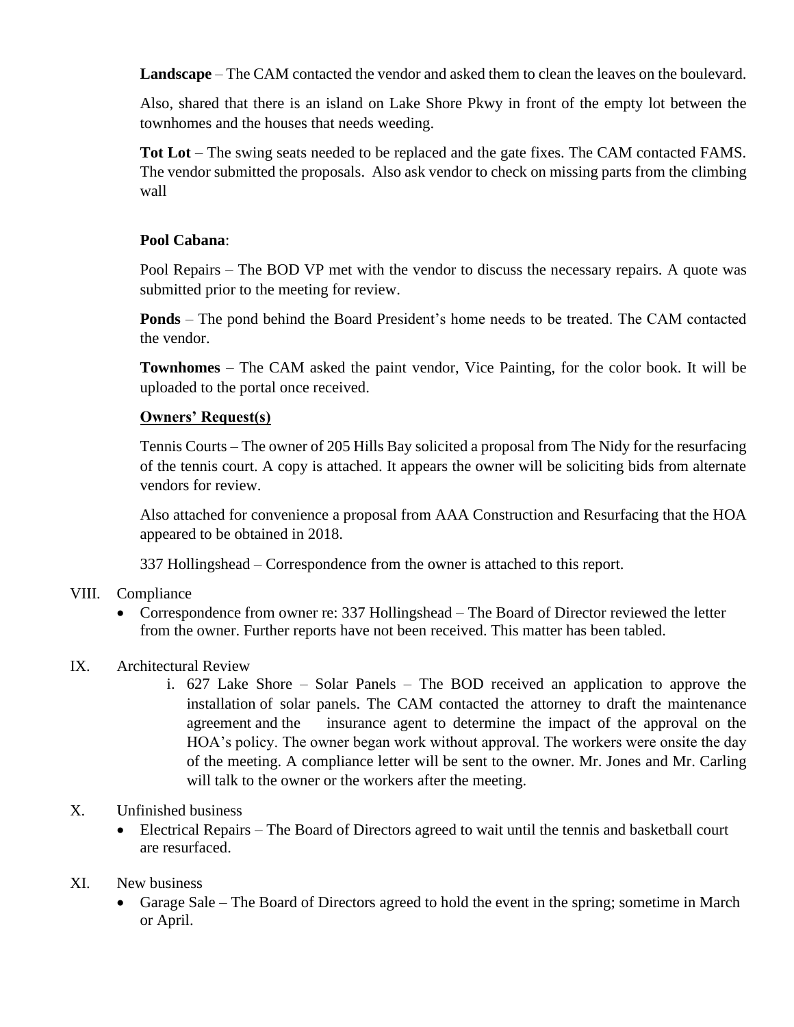**Landscape** – The CAM contacted the vendor and asked them to clean the leaves on the boulevard.

Also, shared that there is an island on Lake Shore Pkwy in front of the empty lot between the townhomes and the houses that needs weeding.

**Tot Lot** – The swing seats needed to be replaced and the gate fixes. The CAM contacted FAMS. The vendor submitted the proposals. Also ask vendor to check on missing parts from the climbing wall

**Pool Cabana**:

Pool Repairs – The BOD VP met with the vendor to discuss the necessary repairs. A quote was submitted prior to the meeting for review.

**Ponds** – The pond behind the Board President's home needs to be treated. The CAM contacted the vendor.

**Townhomes** – The CAM asked the paint vendor, Vice Painting, for the color book. It will be uploaded to the portal once received.

**Owners' Request(s)**

Tennis Courts – The owner of 205 Hills Bay solicited a proposal from The Nidy for the resurfacing of the tennis court. A copy is attached. It appears the owner will be soliciting bids from alternate vendors for review.

Also attached for convenience a proposal from AAA Construction and Resurfacing that the HOA appeared to be obtained in 2018.

337 Hollingshead – Correspondence from the owner is attached to this report.

VIII. Compliance

- Correspondence from owner re: 337 Hollingshead – The Board of Director reviewed the letter from the owner. Further reports have not been received. This matter has been tabled.

IX. Architectural Review

i. 627 Lake Shore – Solar Panels – The BOD received an application to approve the installation of solar panels. The CAM contacted the attorney to draft the maintenance agreement and the insurance agent to determine the impact of the approval on the HOA's policy. The owner began work without approval. The workers were onsite the day of the meeting. A compliance letter will be sent to the owner. Mr. Jones and Mr. Carling will talk to the owner or the workers after the meeting.

X. Unfinished business

- Electrical Repairs – The Board of Directors agreed to wait until the tennis and basketball court are resurfaced.

XI. New business

- Garage Sale – The Board of Directors agreed to hold the event in the spring; sometime in March or April.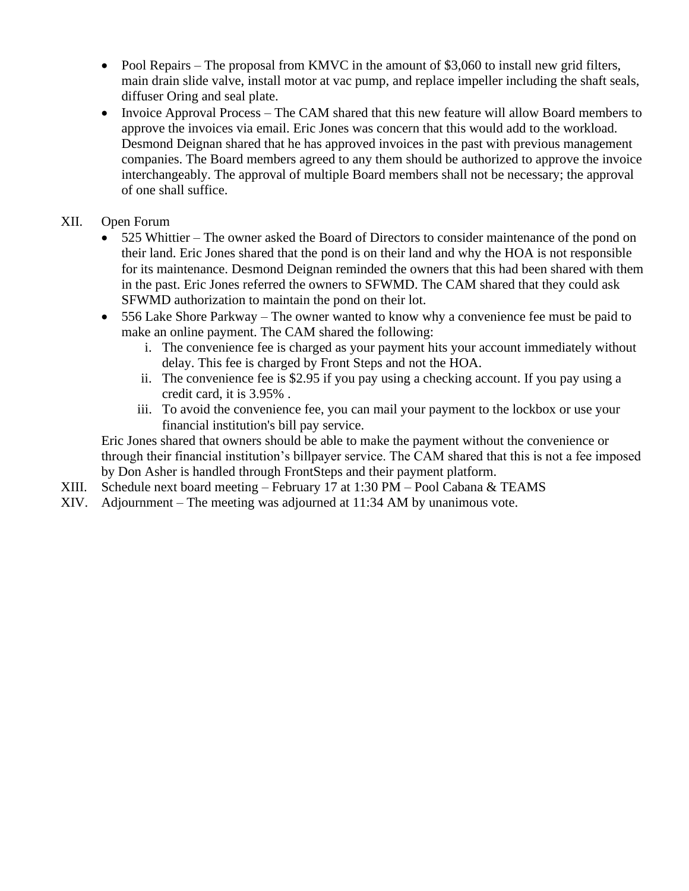- Pool Repairs – The proposal from KMVC in the amount of $3,060 to install new grid filters, main drain slide valve, install motor at vac pump, and replace impeller including the shaft seals, diffuser Oring and seal plate.
- Invoice Approval Process – The CAM shared that this new feature will allow Board members to approve the invoices via email. Eric Jones was concern that this would add to the workload. Desmond Deignan shared that he has approved invoices in the past with previous management companies. The Board members agreed to any them should be authorized to approve the invoice interchangeably. The approval of multiple Board members shall not be necessary; the approval of one shall suffice.

XII. Open Forum

- 525 Whittier – The owner asked the Board of Directors to consider maintenance of the pond on their land. Eric Jones shared that the pond is on their land and why the HOA is not responsible for its maintenance. Desmond Deignan reminded the owners that this had been shared with them in the past. Eric Jones referred the owners to SFWMD. The CAM shared that they could ask SFWMD authorization to maintain the pond on their lot.
- 556 Lake Shore Parkway – The owner wanted to know why a convenience fee must be paid to make an online payment. The CAM shared the following:
    i. The convenience fee is charged as your payment hits your account immediately without delay. This fee is charged by Front Steps and not the HOA.
    ii. The convenience fee is $2.95 if you pay using a checking account. If you pay using a credit card, it is 3.95% .
    iii. To avoid the convenience fee, you can mail your payment to the lockbox or use your financial institution's bill pay service.

Eric Jones shared that owners should be able to make the payment without the convenience or through their financial institution's billpayer service. The CAM shared that this is not a fee imposed by Don Asher is handled through FrontSteps and their payment platform.

XIII. Schedule next board meeting – February 17 at 1:30 PM – Pool Cabana & TEAMS

XIV. Adjournment – The meeting was adjourned at 11:34 AM by unanimous vote.